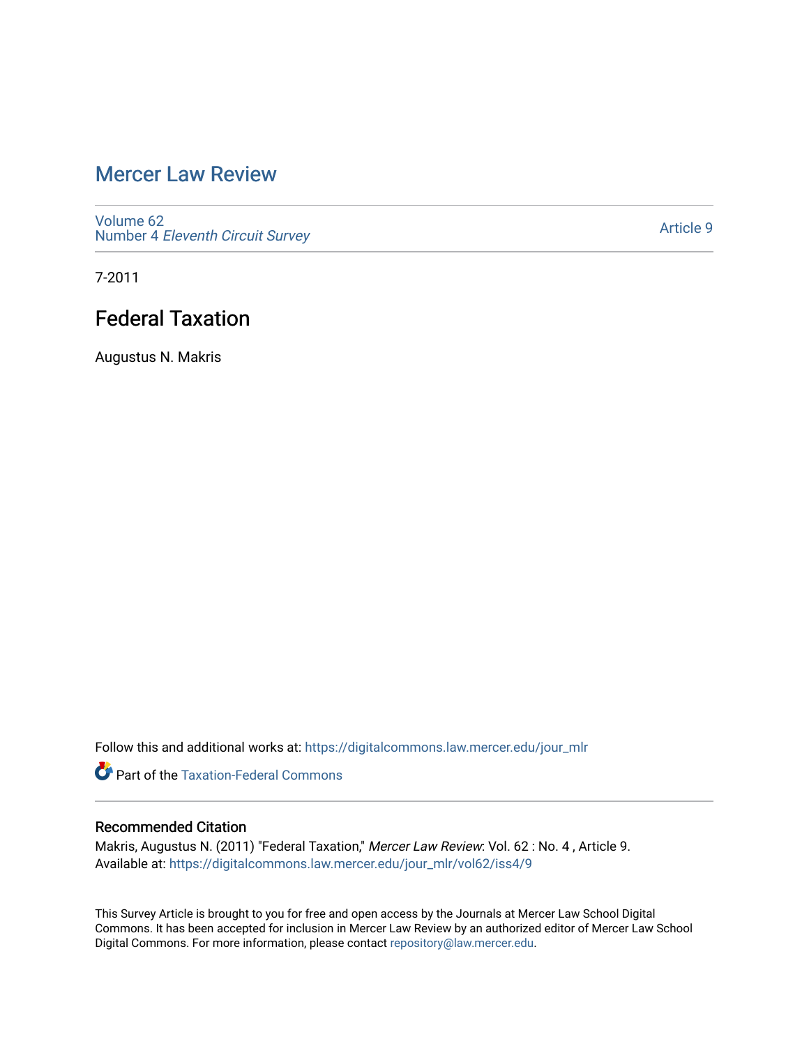# Mercer Law Review

Volume 62
Number 4 *Eleventh Circuit Survey*

Article 9

7-2011

## Federal Taxation

Augustus N. Makris

Follow this and additional works at: https://digitalcommons.law.mercer.edu/jour_mlr

Part of the Taxation-Federal Commons

### Recommended Citation

Makris, Augustus N. (2011) "Federal Taxation," *Mercer Law Review*: Vol. 62 : No. 4 , Article 9.
Available at: https://digitalcommons.law.mercer.edu/jour_mlr/vol62/iss4/9

This Survey Article is brought to you for free and open access by the Journals at Mercer Law School Digital Commons. It has been accepted for inclusion in Mercer Law Review by an authorized editor of Mercer Law School Digital Commons. For more information, please contact repository@law.mercer.edu.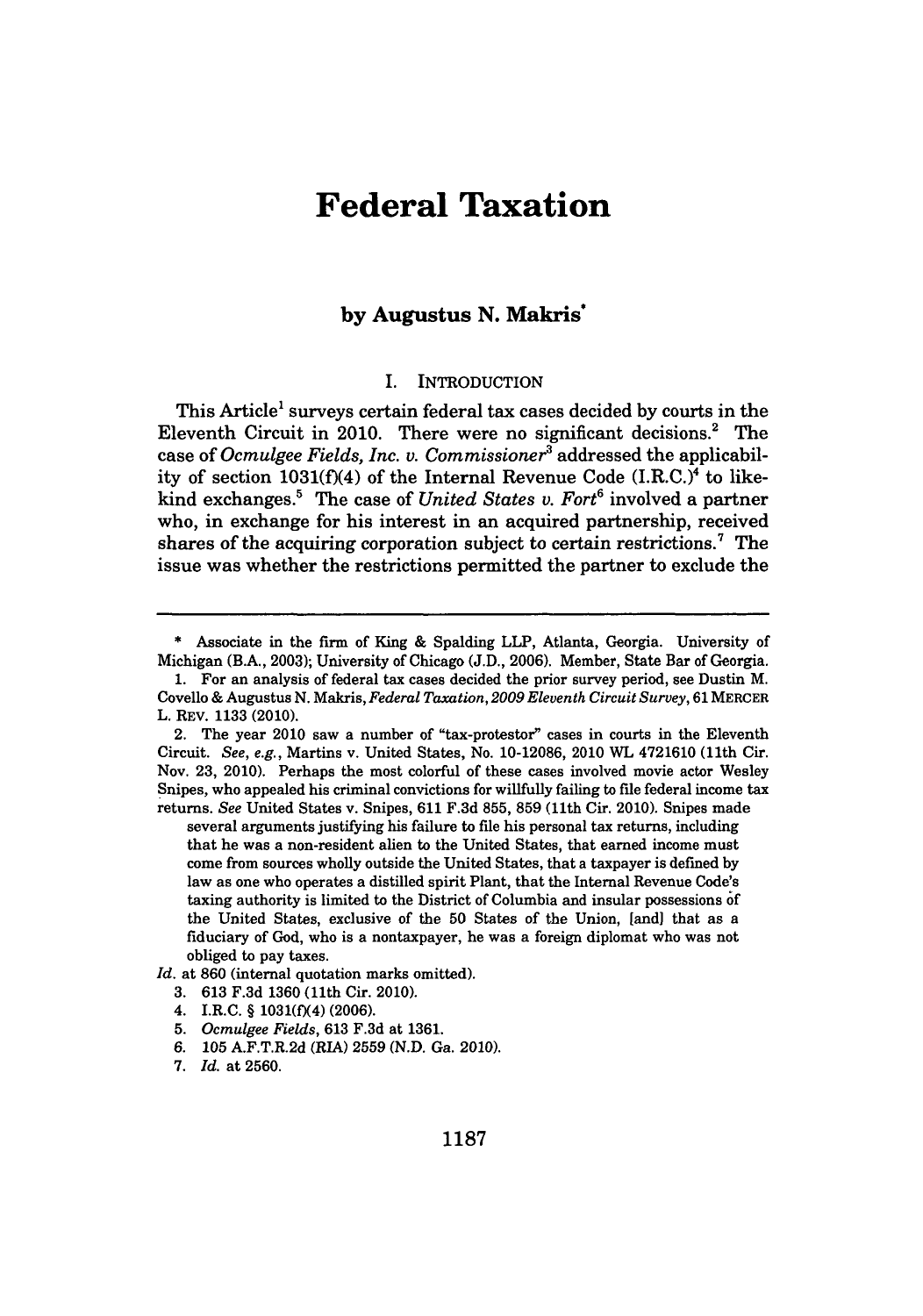# Federal Taxation

### by Augustus N. Makris*

## I. INTRODUCTION

This Article[1] surveys certain federal tax cases decided by courts in the Eleventh Circuit in 2010. There were no significant decisions.[2] The case of *Ocmulgee Fields, Inc. v. Commissioner*[3] addressed the applicability of section 1031(f)(4) of the Internal Revenue Code (I.R.C.)[4] to like-kind exchanges.[5] The case of *United States v. Fort*[6] involved a partner who, in exchange for his interest in an acquired partnership, received shares of the acquiring corporation subject to certain restrictions.[7] The issue was whether the restrictions permitted the partner to exclude the

---

\* Associate in the firm of King & Spalding LLP, Atlanta, Georgia. University of Michigan (B.A., 2003); University of Chicago (J.D., 2006). Member, State Bar of Georgia.

1. For an analysis of federal tax cases decided the prior survey period, see Dustin M. Covello & Augustus N. Makris, *Federal Taxation, 2009 Eleventh Circuit Survey*, 61 MERCER L. REV. 1133 (2010).

2. The year 2010 saw a number of "tax-protestor" cases in courts in the Eleventh Circuit. *See, e.g.*, Martins v. United States, No. 10-12086, 2010 WL 4721610 (11th Cir. Nov. 23, 2010). Perhaps the most colorful of these cases involved movie actor Wesley Snipes, who appealed his criminal convictions for willfully failing to file federal income tax returns. *See* United States v. Snipes, 611 F.3d 855, 859 (11th Cir. 2010). Snipes made

> several arguments justifying his failure to file his personal tax returns, including that he was a non-resident alien to the United States, that earned income must come from sources wholly outside the United States, that a taxpayer is defined by law as one who operates a distilled spirit Plant, that the Internal Revenue Code's taxing authority is limited to the District of Columbia and insular possessions of the United States, exclusive of the 50 States of the Union, [and] that as a fiduciary of God, who is a nontaxpayer, he was a foreign diplomat who was not obliged to pay taxes.

*Id.* at 860 (internal quotation marks omitted).

3. 613 F.3d 1360 (11th Cir. 2010).

4. I.R.C. § 1031(f)(4) (2006).

5. *Ocmulgee Fields*, 613 F.3d at 1361.

6. 105 A.F.T.R.2d (RIA) 2559 (N.D. Ga. 2010).

7. *Id.* at 2560.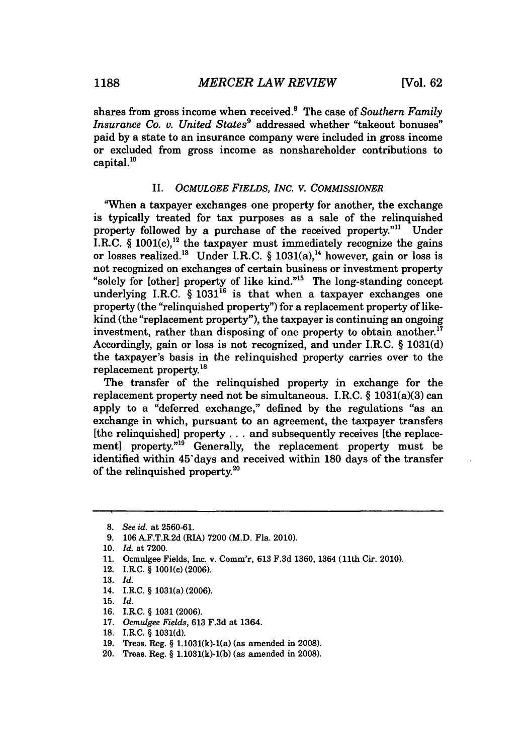shares from gross income when received.[8] The case of *Southern Family Insurance Co. v. United States*[9] addressed whether "takeout bonuses" paid by a state to an insurance company were included in gross income or excluded from gross income as nonshareholder contributions to capital.[10]

## II. *OCMULGEE FIELDS, INC. V. COMMISSIONER*

"When a taxpayer exchanges one property for another, the exchange is typically treated for tax purposes as a sale of the relinquished property followed by a purchase of the received property."[11] Under I.R.C. § 1001(c),[12] the taxpayer must immediately recognize the gains or losses realized.[13] Under I.R.C. § 1031(a),[14] however, gain or loss is not recognized on exchanges of certain business or investment property "solely for [other] property of like kind."[15] The long-standing concept underlying I.R.C. § 1031[16] is that when a taxpayer exchanges one property (the "relinquished property") for a replacement property of like-kind (the "replacement property"), the taxpayer is continuing an ongoing investment, rather than disposing of one property to obtain another.[17] Accordingly, gain or loss is not recognized, and under I.R.C. § 1031(d) the taxpayer's basis in the relinquished property carries over to the replacement property.[18]

The transfer of the relinquished property in exchange for the replacement property need not be simultaneous. I.R.C. § 1031(a)(3) can apply to a "deferred exchange," defined by the regulations "as an exchange in which, pursuant to an agreement, the taxpayer transfers [the relinquished] property . . . and subsequently receives [the replacement] property."[19] Generally, the replacement property must be identified within 45 days and received within 180 days of the transfer of the relinquished property.[20]

---

8. *See id.* at 2560-61.
9. 106 A.F.T.R.2d (RIA) 7200 (M.D. Fla. 2010).
10. *Id.* at 7200.
11. Ocmulgee Fields, Inc. v. Comm'r, 613 F.3d 1360, 1364 (11th Cir. 2010).
12. I.R.C. § 1001(c) (2006).
13. *Id.*
14. I.R.C. § 1031(a) (2006).
15. *Id.*
16. I.R.C. § 1031 (2006).
17. *Ocmulgee Fields*, 613 F.3d at 1364.
18. I.R.C. § 1031(d).
19. Treas. Reg. § 1.1031(k)-1(a) (as amended in 2008).
20. Treas. Reg. § 1.1031(k)-1(b) (as amended in 2008).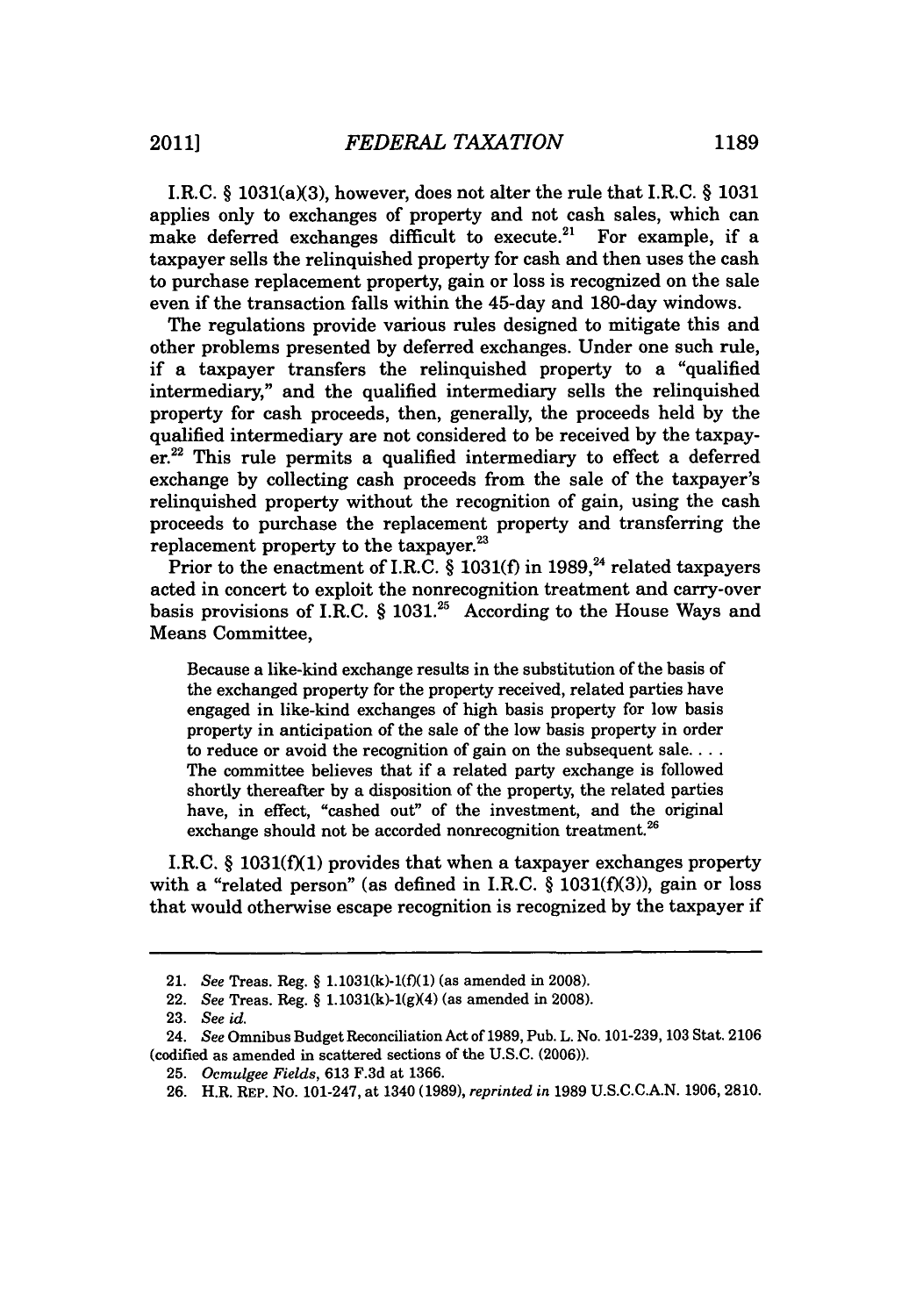I.R.C. § 1031(a)(3), however, does not alter the rule that I.R.C. § 1031 applies only to exchanges of property and not cash sales, which can make deferred exchanges difficult to execute.[21] For example, if a taxpayer sells the relinquished property for cash and then uses the cash to purchase replacement property, gain or loss is recognized on the sale even if the transaction falls within the 45-day and 180-day windows.

The regulations provide various rules designed to mitigate this and other problems presented by deferred exchanges. Under one such rule, if a taxpayer transfers the relinquished property to a "qualified intermediary," and the qualified intermediary sells the relinquished property for cash proceeds, then, generally, the proceeds held by the qualified intermediary are not considered to be received by the taxpayer.[22] This rule permits a qualified intermediary to effect a deferred exchange by collecting cash proceeds from the sale of the taxpayer's relinquished property without the recognition of gain, using the cash proceeds to purchase the replacement property and transferring the replacement property to the taxpayer.[23]

Prior to the enactment of I.R.C. § 1031(f) in 1989,[24] related taxpayers acted in concert to exploit the nonrecognition treatment and carry-over basis provisions of I.R.C. § 1031.[25] According to the House Ways and Means Committee,

> Because a like-kind exchange results in the substitution of the basis of the exchanged property for the property received, related parties have engaged in like-kind exchanges of high basis property for low basis property in anticipation of the sale of the low basis property in order to reduce or avoid the recognition of gain on the subsequent sale. . . . The committee believes that if a related party exchange is followed shortly thereafter by a disposition of the property, the related parties have, in effect, "cashed out" of the investment, and the original exchange should not be accorded nonrecognition treatment.[26]

I.R.C. § 1031(f)(1) provides that when a taxpayer exchanges property with a "related person" (as defined in I.R.C. § 1031(f)(3)), gain or loss that would otherwise escape recognition is recognized by the taxpayer if

---

21. *See* Treas. Reg. § 1.1031(k)-1(f)(1) (as amended in 2008).

22. *See* Treas. Reg. § 1.1031(k)-1(g)(4) (as amended in 2008).

23. *See id.*

24. *See* Omnibus Budget Reconciliation Act of 1989, Pub. L. No. 101-239, 103 Stat. 2106 (codified as amended in scattered sections of the U.S.C. (2006)).

25. *Ocmulgee Fields*, 613 F.3d at 1366.

26. H.R. REP. NO. 101-247, at 1340 (1989), *reprinted in* 1989 U.S.C.C.A.N. 1906, 2810.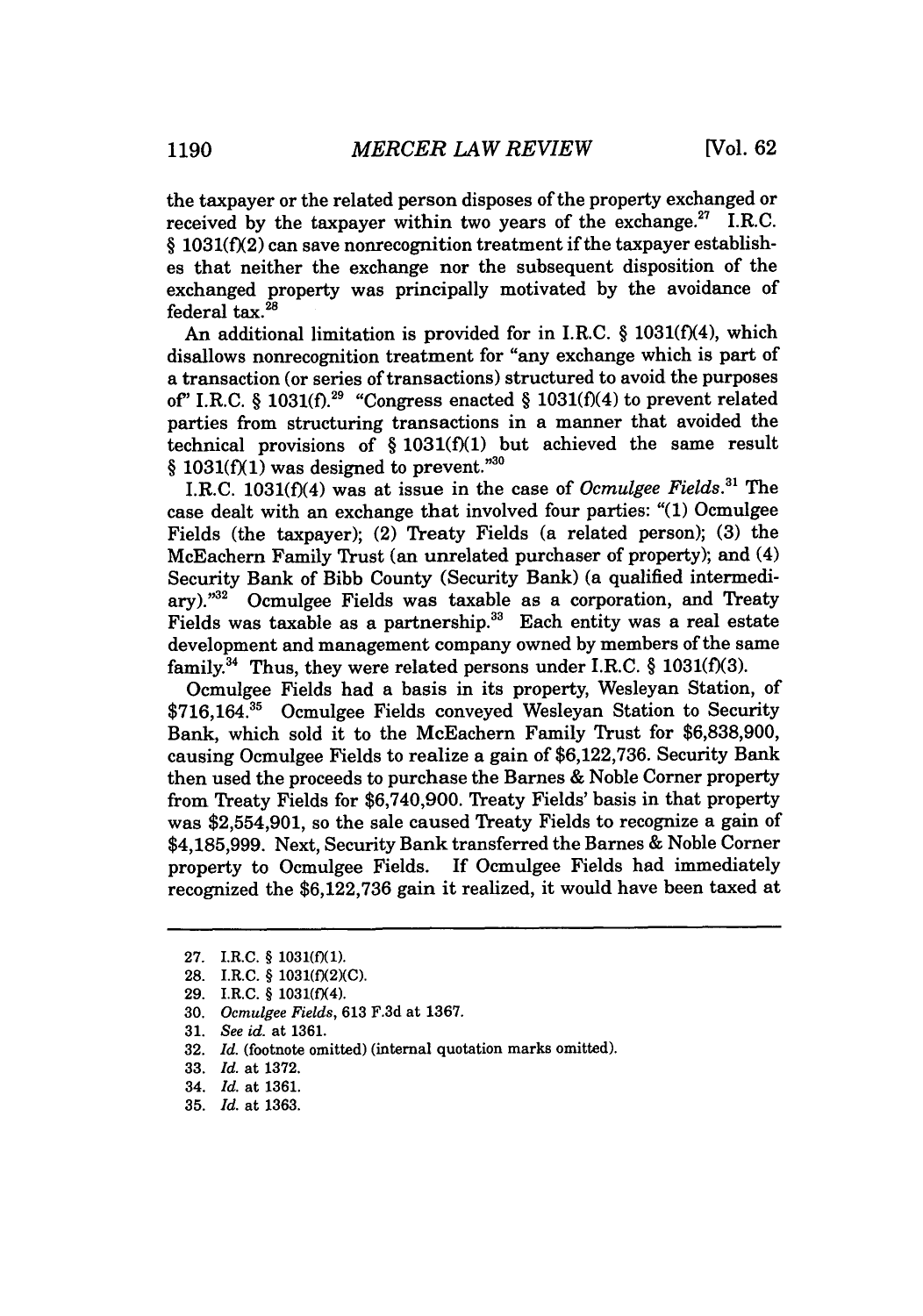the taxpayer or the related person disposes of the property exchanged or received by the taxpayer within two years of the exchange.[27] I.R.C. § 1031(f)(2) can save nonrecognition treatment if the taxpayer establishes that neither the exchange nor the subsequent disposition of the exchanged property was principally motivated by the avoidance of federal tax.[28]

An additional limitation is provided for in I.R.C. § 1031(f)(4), which disallows nonrecognition treatment for "any exchange which is part of a transaction (or series of transactions) structured to avoid the purposes of" I.R.C. § 1031(f).[29] "Congress enacted § 1031(f)(4) to prevent related parties from structuring transactions in a manner that avoided the technical provisions of § 1031(f)(1) but achieved the same result § 1031(f)(1) was designed to prevent."[30]

I.R.C. 1031(f)(4) was at issue in the case of *Ocmulgee Fields*.[31] The case dealt with an exchange that involved four parties: "(1) Ocmulgee Fields (the taxpayer); (2) Treaty Fields (a related person); (3) the McEachern Family Trust (an unrelated purchaser of property); and (4) Security Bank of Bibb County (Security Bank) (a qualified intermediary)."[32] Ocmulgee Fields was taxable as a corporation, and Treaty Fields was taxable as a partnership.[33] Each entity was a real estate development and management company owned by members of the same family.[34] Thus, they were related persons under I.R.C. § 1031(f)(3).

Ocmulgee Fields had a basis in its property, Wesleyan Station, of $716,164.[35] Ocmulgee Fields conveyed Wesleyan Station to Security Bank, which sold it to the McEachern Family Trust for $6,838,900, causing Ocmulgee Fields to realize a gain of $6,122,736. Security Bank then used the proceeds to purchase the Barnes & Noble Corner property from Treaty Fields for $6,740,900. Treaty Fields' basis in that property was $2,554,901, so the sale caused Treaty Fields to recognize a gain of $4,185,999. Next, Security Bank transferred the Barnes & Noble Corner property to Ocmulgee Fields. If Ocmulgee Fields had immediately recognized the $6,122,736 gain it realized, it would have been taxed at

---

27. I.R.C. § 1031(f)(1).
28. I.R.C. § 1031(f)(2)(C).
29. I.R.C. § 1031(f)(4).
30. *Ocmulgee Fields*, 613 F.3d at 1367.
31. *See id.* at 1361.
32. *Id.* (footnote omitted) (internal quotation marks omitted).
33. *Id.* at 1372.
34. *Id.* at 1361.
35. *Id.* at 1363.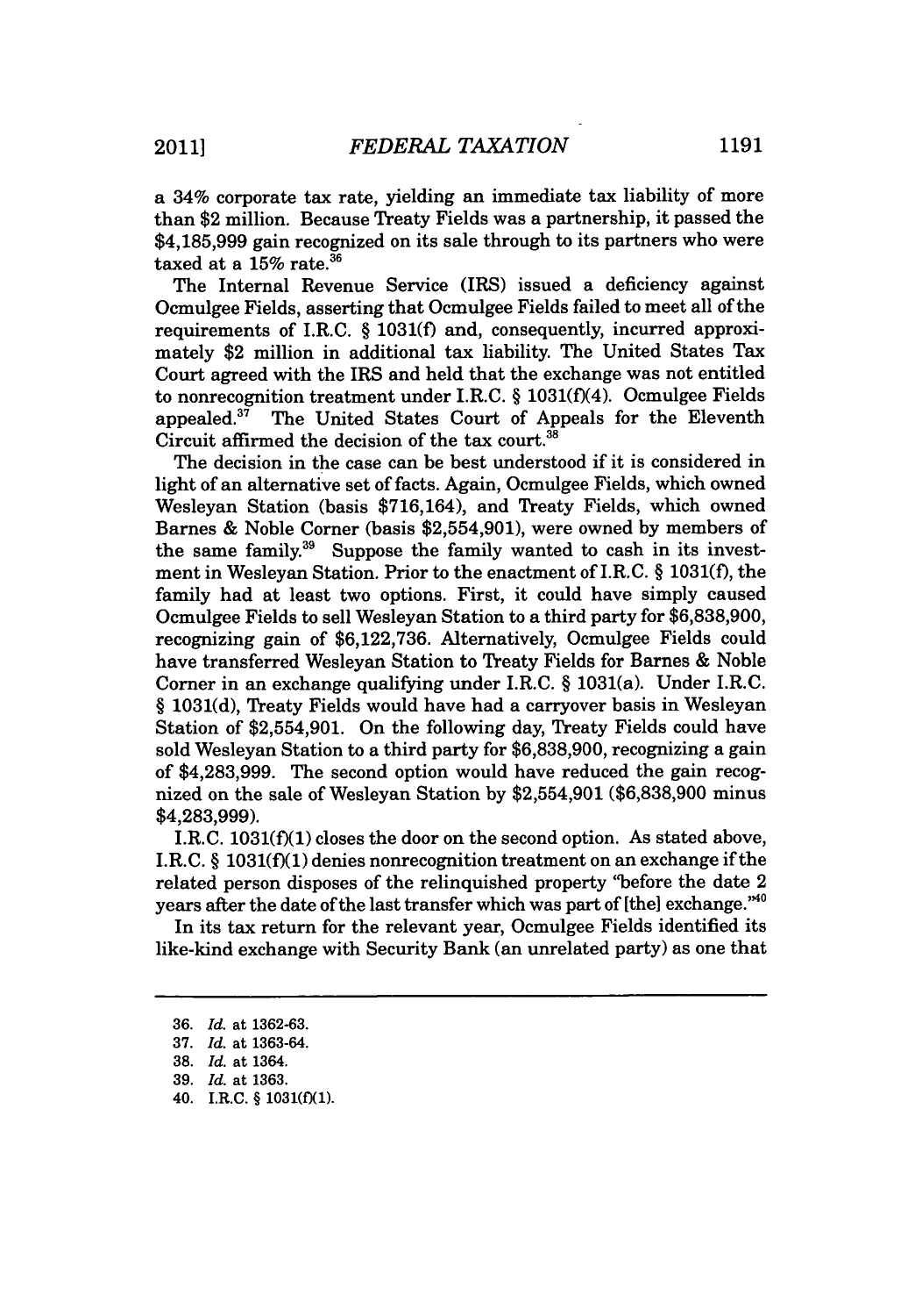a 34% corporate tax rate, yielding an immediate tax liability of more than $2 million. Because Treaty Fields was a partnership, it passed the $4,185,999 gain recognized on its sale through to its partners who were taxed at a 15% rate.[36]

The Internal Revenue Service (IRS) issued a deficiency against Ocmulgee Fields, asserting that Ocmulgee Fields failed to meet all of the requirements of I.R.C. § 1031(f) and, consequently, incurred approximately $2 million in additional tax liability. The United States Tax Court agreed with the IRS and held that the exchange was not entitled to nonrecognition treatment under I.R.C. § 1031(f)(4). Ocmulgee Fields appealed.[37] The United States Court of Appeals for the Eleventh Circuit affirmed the decision of the tax court.[38]

The decision in the case can be best understood if it is considered in light of an alternative set of facts. Again, Ocmulgee Fields, which owned Wesleyan Station (basis $716,164), and Treaty Fields, which owned Barnes & Noble Corner (basis $2,554,901), were owned by members of the same family.[39] Suppose the family wanted to cash in its investment in Wesleyan Station. Prior to the enactment of I.R.C. § 1031(f), the family had at least two options. First, it could have simply caused Ocmulgee Fields to sell Wesleyan Station to a third party for $6,838,900, recognizing gain of $6,122,736. Alternatively, Ocmulgee Fields could have transferred Wesleyan Station to Treaty Fields for Barnes & Noble Corner in an exchange qualifying under I.R.C. § 1031(a). Under I.R.C. § 1031(d), Treaty Fields would have had a carryover basis in Wesleyan Station of $2,554,901. On the following day, Treaty Fields could have sold Wesleyan Station to a third party for $6,838,900, recognizing a gain of $4,283,999. The second option would have reduced the gain recognized on the sale of Wesleyan Station by $2,554,901 ($6,838,900 minus $4,283,999).

I.R.C. 1031(f)(1) closes the door on the second option. As stated above, I.R.C. § 1031(f)(1) denies nonrecognition treatment on an exchange if the related person disposes of the relinquished property "before the date 2 years after the date of the last transfer which was part of [the] exchange."[40]

In its tax return for the relevant year, Ocmulgee Fields identified its like-kind exchange with Security Bank (an unrelated party) as one that

---

36. *Id.* at 1362-63.

37. *Id.* at 1363-64.

38. *Id.* at 1364.

39. *Id.* at 1363.

40. I.R.C. § 1031(f)(1).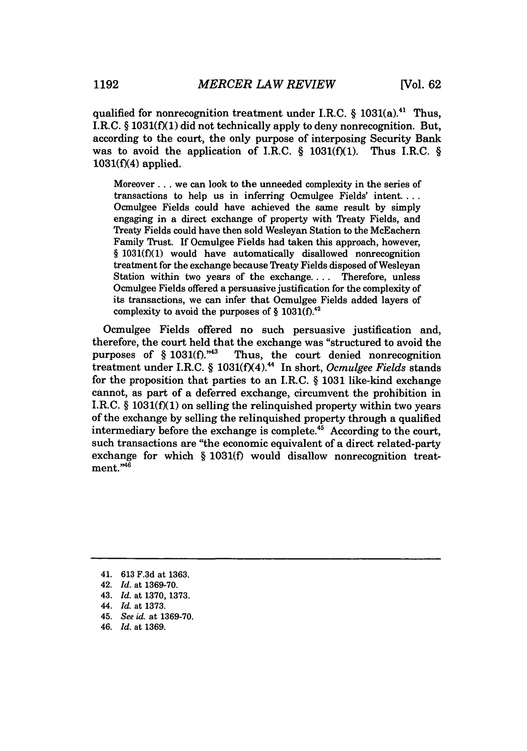qualified for nonrecognition treatment under I.R.C. § 1031(a).[41] Thus, I.R.C. § 1031(f)(1) did not technically apply to deny nonrecognition. But, according to the court, the only purpose of interposing Security Bank was to avoid the application of I.R.C. § 1031(f)(1). Thus I.R.C. § 1031(f)(4) applied.

> Moreover . . . we can look to the unneeded complexity in the series of transactions to help us in inferring Ocmulgee Fields' intent. . . . Ocmulgee Fields could have achieved the same result by simply engaging in a direct exchange of property with Treaty Fields, and Treaty Fields could have then sold Wesleyan Station to the McEachern Family Trust. If Ocmulgee Fields had taken this approach, however, § 1031(f)(1) would have automatically disallowed nonrecognition treatment for the exchange because Treaty Fields disposed of Wesleyan Station within two years of the exchange. . . . Therefore, unless Ocmulgee Fields offered a persuasive justification for the complexity of its transactions, we can infer that Ocmulgee Fields added layers of complexity to avoid the purposes of § 1031(f).[42]

Ocmulgee Fields offered no such persuasive justification and, therefore, the court held that the exchange was "structured to avoid the purposes of § 1031(f)."[43] Thus, the court denied nonrecognition treatment under I.R.C. § 1031(f)(4).[44] In short, *Ocmulgee Fields* stands for the proposition that parties to an I.R.C. § 1031 like-kind exchange cannot, as part of a deferred exchange, circumvent the prohibition in I.R.C. § 1031(f)(1) on selling the relinquished property within two years of the exchange by selling the relinquished property through a qualified intermediary before the exchange is complete.[45] According to the court, such transactions are "the economic equivalent of a direct related-party exchange for which § 1031(f) would disallow nonrecognition treatment."[46]

---

41. 613 F.3d at 1363.
42. *Id.* at 1369-70.
43. *Id.* at 1370, 1373.
44. *Id.* at 1373.
45. *See id.* at 1369-70.
46. *Id.* at 1369.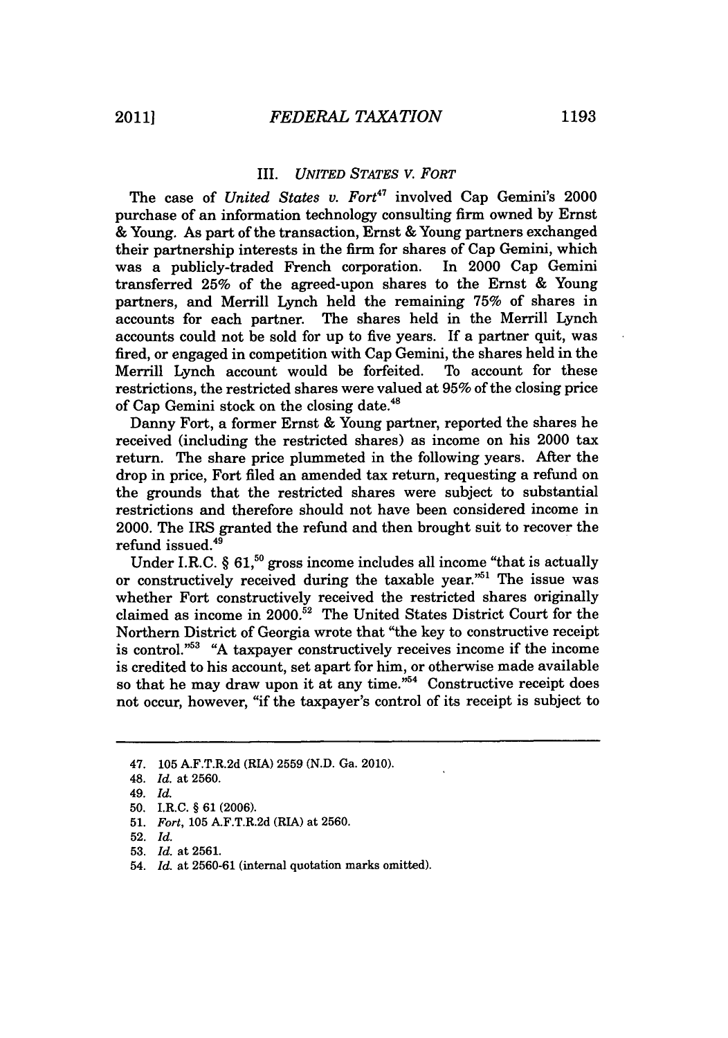### III. *UNITED STATES V. FORT*

The case of *United States v. Fort*[47] involved Cap Gemini's 2000 purchase of an information technology consulting firm owned by Ernst & Young. As part of the transaction, Ernst & Young partners exchanged their partnership interests in the firm for shares of Cap Gemini, which was a publicly-traded French corporation. In 2000 Cap Gemini transferred 25% of the agreed-upon shares to the Ernst & Young partners, and Merrill Lynch held the remaining 75% of shares in accounts for each partner. The shares held in the Merrill Lynch accounts could not be sold for up to five years. If a partner quit, was fired, or engaged in competition with Cap Gemini, the shares held in the Merrill Lynch account would be forfeited. To account for these restrictions, the restricted shares were valued at 95% of the closing price of Cap Gemini stock on the closing date.[48]

Danny Fort, a former Ernst & Young partner, reported the shares he received (including the restricted shares) as income on his 2000 tax return. The share price plummeted in the following years. After the drop in price, Fort filed an amended tax return, requesting a refund on the grounds that the restricted shares were subject to substantial restrictions and therefore should not have been considered income in 2000. The IRS granted the refund and then brought suit to recover the refund issued.[49]

Under I.R.C. § 61,[50] gross income includes all income "that is actually or constructively received during the taxable year."[51] The issue was whether Fort constructively received the restricted shares originally claimed as income in 2000.[52] The United States District Court for the Northern District of Georgia wrote that "the key to constructive receipt is control."[53] "A taxpayer constructively receives income if the income is credited to his account, set apart for him, or otherwise made available so that he may draw upon it at any time."[54] Constructive receipt does not occur, however, "if the taxpayer's control of its receipt is subject to

---

47. 105 A.F.T.R.2d (RIA) 2559 (N.D. Ga. 2010).

48. *Id.* at 2560.

49. *Id.*

50. I.R.C. § 61 (2006).

51. *Fort*, 105 A.F.T.R.2d (RIA) at 2560.

52. *Id.*

53. *Id.* at 2561.

54. *Id.* at 2560-61 (internal quotation marks omitted).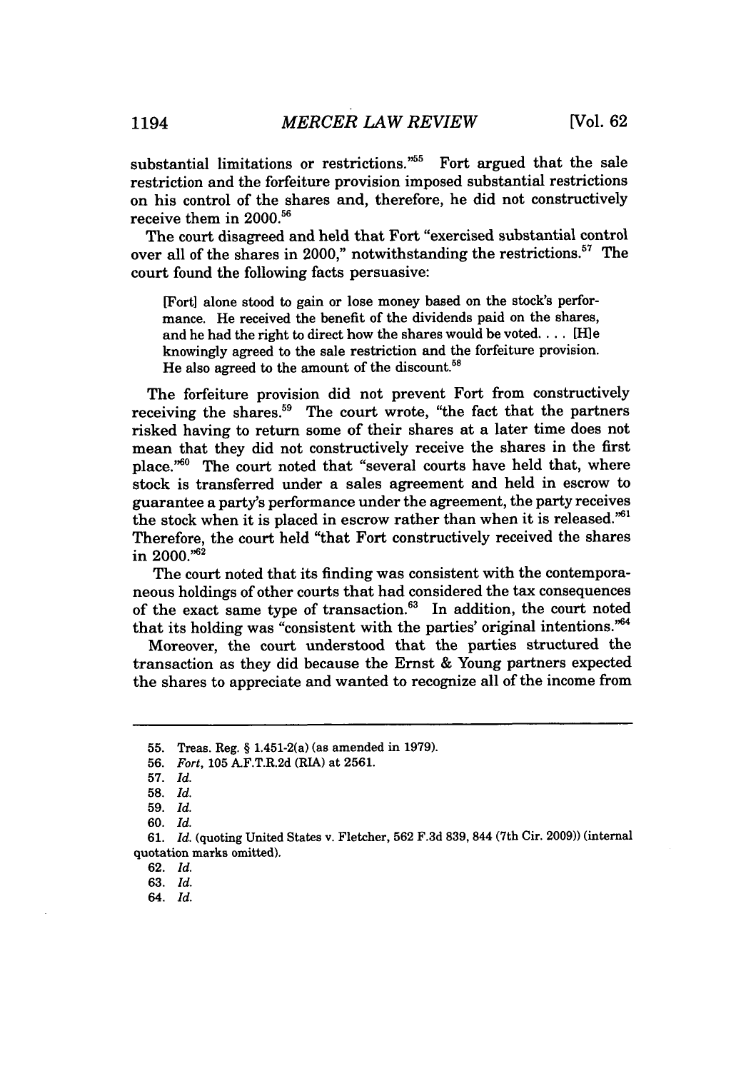substantial limitations or restrictions."[55] Fort argued that the sale restriction and the forfeiture provision imposed substantial restrictions on his control of the shares and, therefore, he did not constructively receive them in 2000.[56]

The court disagreed and held that Fort "exercised substantial control over all of the shares in 2000," notwithstanding the restrictions.[57] The court found the following facts persuasive:

> [Fort] alone stood to gain or lose money based on the stock's performance. He received the benefit of the dividends paid on the shares, and he had the right to direct how the shares would be voted. . . . [H]e knowingly agreed to the sale restriction and the forfeiture provision. He also agreed to the amount of the discount.[58]

The forfeiture provision did not prevent Fort from constructively receiving the shares.[59] The court wrote, "the fact that the partners risked having to return some of their shares at a later time does not mean that they did not constructively receive the shares in the first place."[60] The court noted that "several courts have held that, where stock is transferred under a sales agreement and held in escrow to guarantee a party's performance under the agreement, the party receives the stock when it is placed in escrow rather than when it is released."[61] Therefore, the court held "that Fort constructively received the shares in 2000."[62]

The court noted that its finding was consistent with the contemporaneous holdings of other courts that had considered the tax consequences of the exact same type of transaction.[63] In addition, the court noted that its holding was "consistent with the parties' original intentions."[64]

Moreover, the court understood that the parties structured the transaction as they did because the Ernst & Young partners expected the shares to appreciate and wanted to recognize all of the income from

---

55. Treas. Reg. § 1.451-2(a) (as amended in 1979).

56. *Fort*, 105 A.F.T.R.2d (RIA) at 2561.

57. *Id.*

58. *Id.*

59. *Id.*

60. *Id.*

61. *Id.* (quoting United States v. Fletcher, 562 F.3d 839, 844 (7th Cir. 2009)) (internal quotation marks omitted).

62. *Id.*

63. *Id.*

64. *Id.*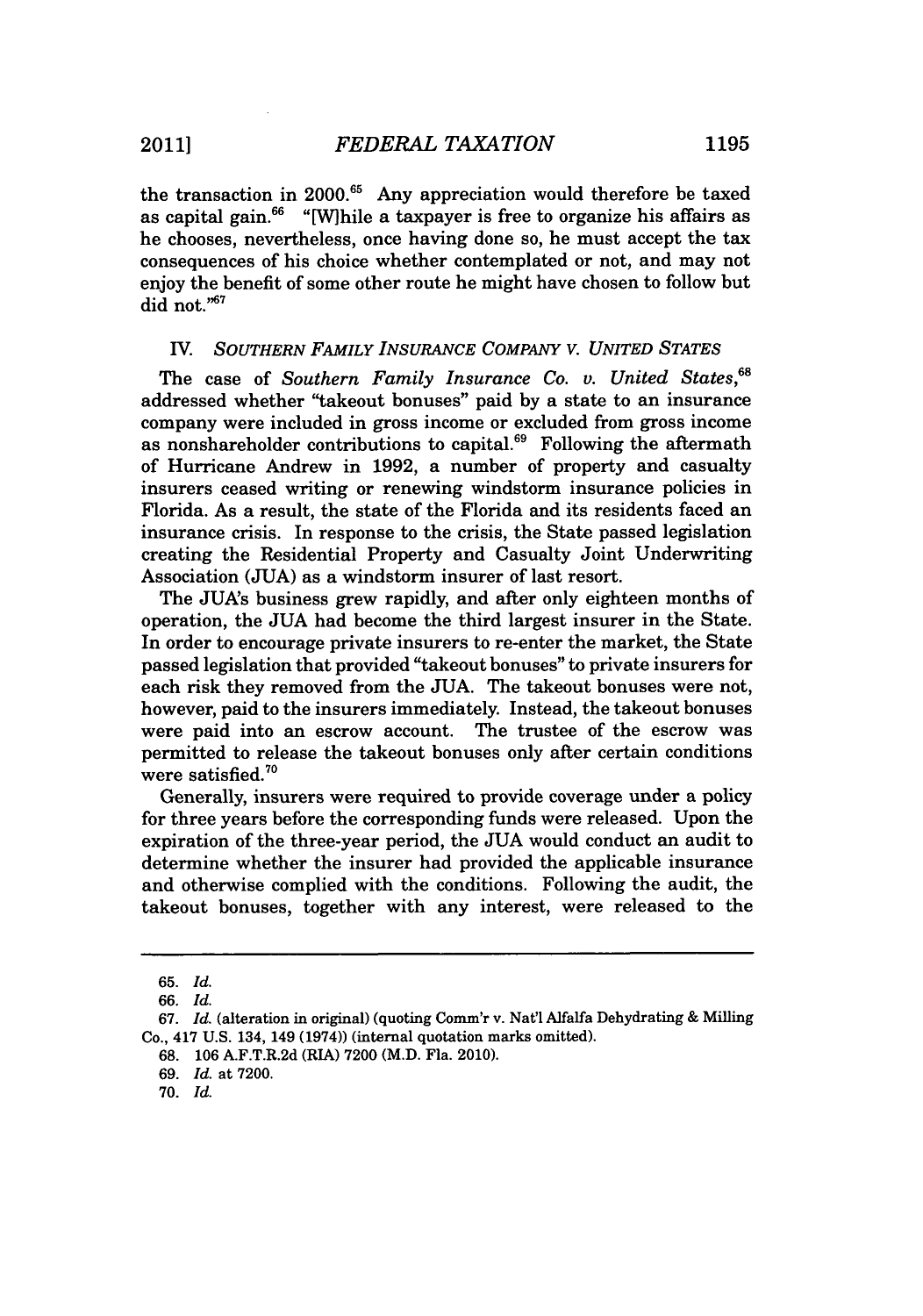the transaction in 2000.[65] Any appreciation would therefore be taxed as capital gain.[66] "[W]hile a taxpayer is free to organize his affairs as he chooses, nevertheless, once having done so, he must accept the tax consequences of his choice whether contemplated or not, and may not enjoy the benefit of some other route he might have chosen to follow but did not."[67]

## IV. *SOUTHERN FAMILY INSURANCE COMPANY V. UNITED STATES*

The case of *Southern Family Insurance Co. v. United States*,[68] addressed whether "takeout bonuses" paid by a state to an insurance company were included in gross income or excluded from gross income as nonshareholder contributions to capital.[69] Following the aftermath of Hurricane Andrew in 1992, a number of property and casualty insurers ceased writing or renewing windstorm insurance policies in Florida. As a result, the state of the Florida and its residents faced an insurance crisis. In response to the crisis, the State passed legislation creating the Residential Property and Casualty Joint Underwriting Association (JUA) as a windstorm insurer of last resort.

The JUA's business grew rapidly, and after only eighteen months of operation, the JUA had become the third largest insurer in the State. In order to encourage private insurers to re-enter the market, the State passed legislation that provided "takeout bonuses" to private insurers for each risk they removed from the JUA. The takeout bonuses were not, however, paid to the insurers immediately. Instead, the takeout bonuses were paid into an escrow account. The trustee of the escrow was permitted to release the takeout bonuses only after certain conditions were satisfied.[70]

Generally, insurers were required to provide coverage under a policy for three years before the corresponding funds were released. Upon the expiration of the three-year period, the JUA would conduct an audit to determine whether the insurer had provided the applicable insurance and otherwise complied with the conditions. Following the audit, the takeout bonuses, together with any interest, were released to the

---

65. *Id.*

66. *Id.*

67. *Id.* (alteration in original) (quoting Comm'r v. Nat'l Alfalfa Dehydrating & Milling Co., 417 U.S. 134, 149 (1974)) (internal quotation marks omitted).

68. 106 A.F.T.R.2d (RIA) 7200 (M.D. Fla. 2010).

69. *Id.* at 7200.

70. *Id.*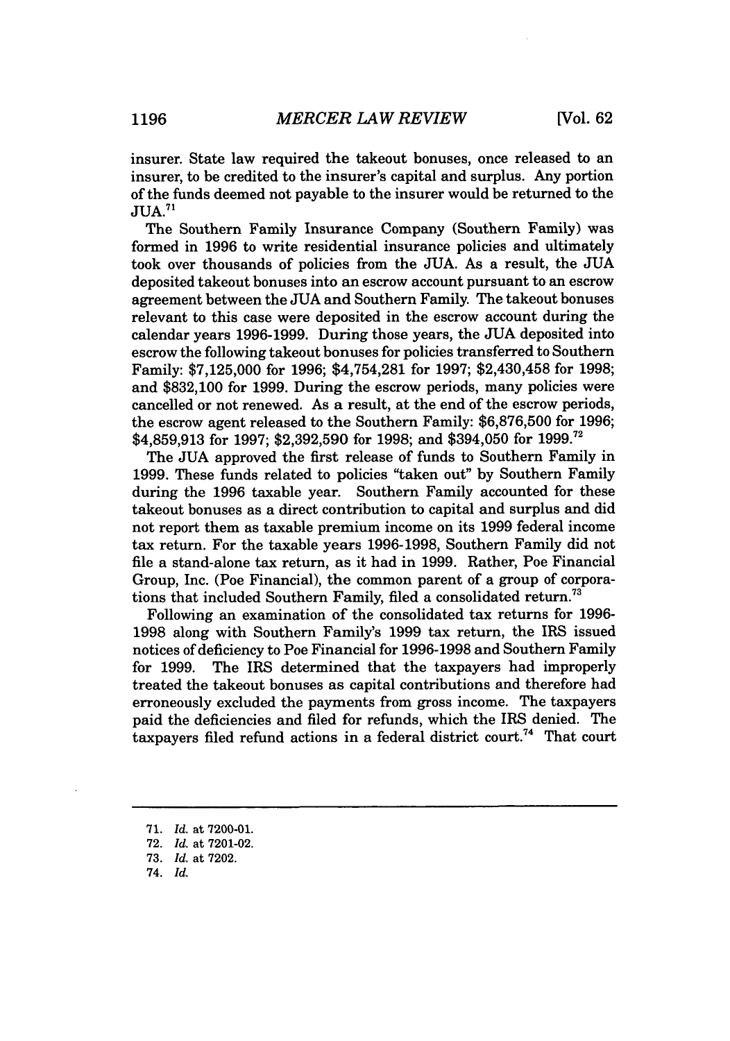insurer. State law required the takeout bonuses, once released to an insurer, to be credited to the insurer's capital and surplus. Any portion of the funds deemed not payable to the insurer would be returned to the JUA.[71]

The Southern Family Insurance Company (Southern Family) was formed in 1996 to write residential insurance policies and ultimately took over thousands of policies from the JUA. As a result, the JUA deposited takeout bonuses into an escrow account pursuant to an escrow agreement between the JUA and Southern Family. The takeout bonuses relevant to this case were deposited in the escrow account during the calendar years 1996-1999. During those years, the JUA deposited into escrow the following takeout bonuses for policies transferred to Southern Family: $7,125,000 for 1996; $4,754,281 for 1997; $2,430,458 for 1998; and $832,100 for 1999. During the escrow periods, many policies were cancelled or not renewed. As a result, at the end of the escrow periods, the escrow agent released to the Southern Family: $6,876,500 for 1996; $4,859,913 for 1997; $2,392,590 for 1998; and $394,050 for 1999.[72]

The JUA approved the first release of funds to Southern Family in 1999. These funds related to policies "taken out" by Southern Family during the 1996 taxable year. Southern Family accounted for these takeout bonuses as a direct contribution to capital and surplus and did not report them as taxable premium income on its 1999 federal income tax return. For the taxable years 1996-1998, Southern Family did not file a stand-alone tax return, as it had in 1999. Rather, Poe Financial Group, Inc. (Poe Financial), the common parent of a group of corporations that included Southern Family, filed a consolidated return.[73]

Following an examination of the consolidated tax returns for 1996-1998 along with Southern Family's 1999 tax return, the IRS issued notices of deficiency to Poe Financial for 1996-1998 and Southern Family for 1999. The IRS determined that the taxpayers had improperly treated the takeout bonuses as capital contributions and therefore had erroneously excluded the payments from gross income. The taxpayers paid the deficiencies and filed for refunds, which the IRS denied. The taxpayers filed refund actions in a federal district court.[74] That court

71. *Id.* at 7200-01.

72. *Id.* at 7201-02.

73. *Id.* at 7202.

74. *Id.*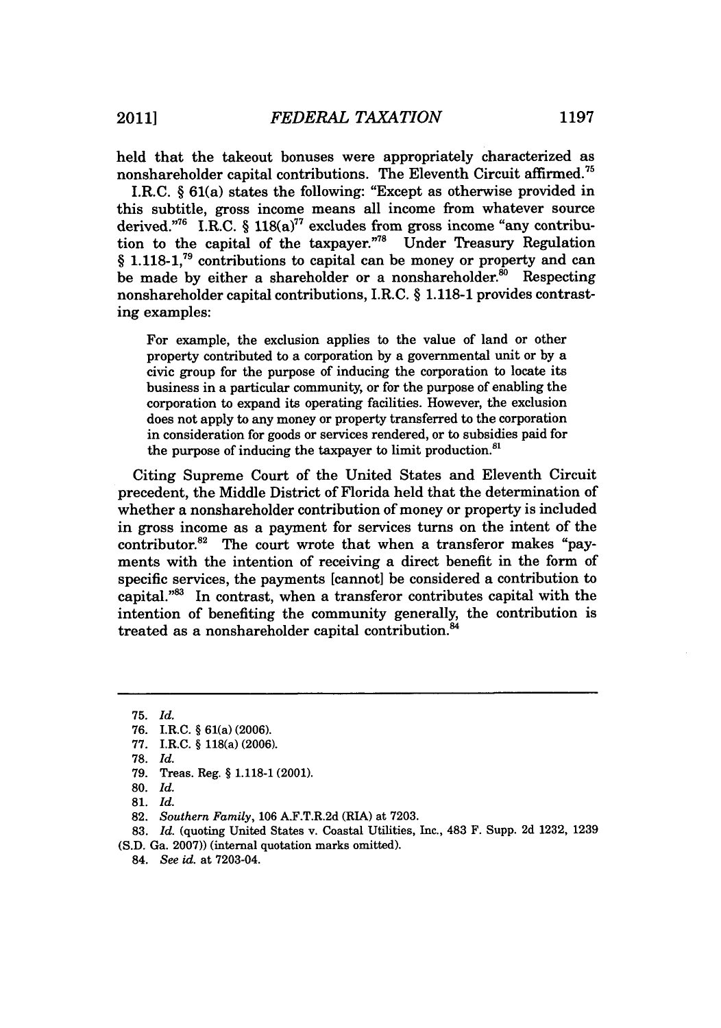held that the takeout bonuses were appropriately characterized as nonshareholder capital contributions. The Eleventh Circuit affirmed.[75]

I.R.C. § 61(a) states the following: "Except as otherwise provided in this subtitle, gross income means all income from whatever source derived."[76] I.R.C. § 118(a)[77] excludes from gross income "any contribution to the capital of the taxpayer."[78] Under Treasury Regulation § 1.118-1,[79] contributions to capital can be money or property and can be made by either a shareholder or a nonshareholder.[80] Respecting nonshareholder capital contributions, I.R.C. § 1.118-1 provides contrasting examples:

> For example, the exclusion applies to the value of land or other property contributed to a corporation by a governmental unit or by a civic group for the purpose of inducing the corporation to locate its business in a particular community, or for the purpose of enabling the corporation to expand its operating facilities. However, the exclusion does not apply to any money or property transferred to the corporation in consideration for goods or services rendered, or to subsidies paid for the purpose of inducing the taxpayer to limit production.[81]

Citing Supreme Court of the United States and Eleventh Circuit precedent, the Middle District of Florida held that the determination of whether a nonshareholder contribution of money or property is included in gross income as a payment for services turns on the intent of the contributor.[82] The court wrote that when a transferor makes "payments with the intention of receiving a direct benefit in the form of specific services, the payments [cannot] be considered a contribution to capital."[83] In contrast, when a transferor contributes capital with the intention of benefiting the community generally, the contribution is treated as a nonshareholder capital contribution.[84]

---

75. *Id.*
76. I.R.C. § 61(a) (2006).
77. I.R.C. § 118(a) (2006).
78. *Id.*
79. Treas. Reg. § 1.118-1 (2001).
80. *Id.*
81. *Id.*
82. *Southern Family*, 106 A.F.T.R.2d (RIA) at 7203.
83. *Id.* (quoting United States v. Coastal Utilities, Inc., 483 F. Supp. 2d 1232, 1239 (S.D. Ga. 2007)) (internal quotation marks omitted).
84. *See id.* at 7203-04.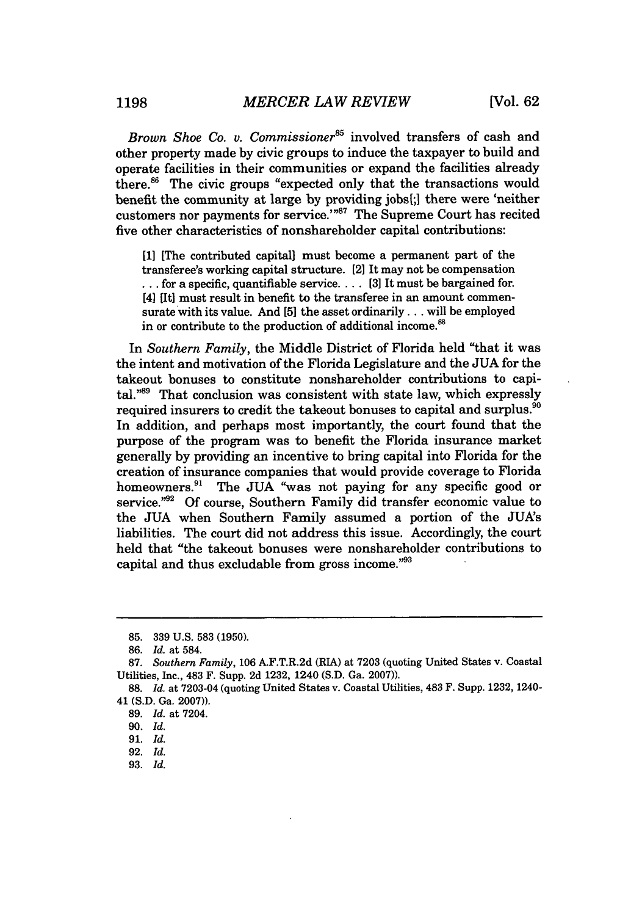*Brown Shoe Co. v. Commissioner*[85] involved transfers of cash and other property made by civic groups to induce the taxpayer to build and operate facilities in their communities or expand the facilities already there.[86] The civic groups "expected only that the transactions would benefit the community at large by providing jobs[;] there were 'neither customers nor payments for service.'"[87] The Supreme Court has recited five other characteristics of nonshareholder capital contributions:

> [1] [The contributed capital] must become a permanent part of the transferee's working capital structure. [2] It may not be compensation . . . for a specific, quantifiable service. . . . [3] It must be bargained for. [4] [It] must result in benefit to the transferee in an amount commensurate with its value. And [5] the asset ordinarily . . . will be employed in or contribute to the production of additional income.[88]

In *Southern Family*, the Middle District of Florida held "that it was the intent and motivation of the Florida Legislature and the JUA for the takeout bonuses to constitute nonshareholder contributions to capital."[89] That conclusion was consistent with state law, which expressly required insurers to credit the takeout bonuses to capital and surplus.[90] In addition, and perhaps most importantly, the court found that the purpose of the program was to benefit the Florida insurance market generally by providing an incentive to bring capital into Florida for the creation of insurance companies that would provide coverage to Florida homeowners.[91] The JUA "was not paying for any specific good or service."[92] Of course, Southern Family did transfer economic value to the JUA when Southern Family assumed a portion of the JUA's liabilities. The court did not address this issue. Accordingly, the court held that "the takeout bonuses were nonshareholder contributions to capital and thus excludable from gross income."[93]

---

85. 339 U.S. 583 (1950).

86. *Id.* at 584.

87. *Southern Family*, 106 A.F.T.R.2d (RIA) at 7203 (quoting United States v. Coastal Utilities, Inc., 483 F. Supp. 2d 1232, 1240 (S.D. Ga. 2007)).

88. *Id.* at 7203-04 (quoting United States v. Coastal Utilities, 483 F. Supp. 1232, 1240-41 (S.D. Ga. 2007)).

89. *Id.* at 7204.

90. *Id.*

91. *Id.*

92. *Id.*

93. *Id.*